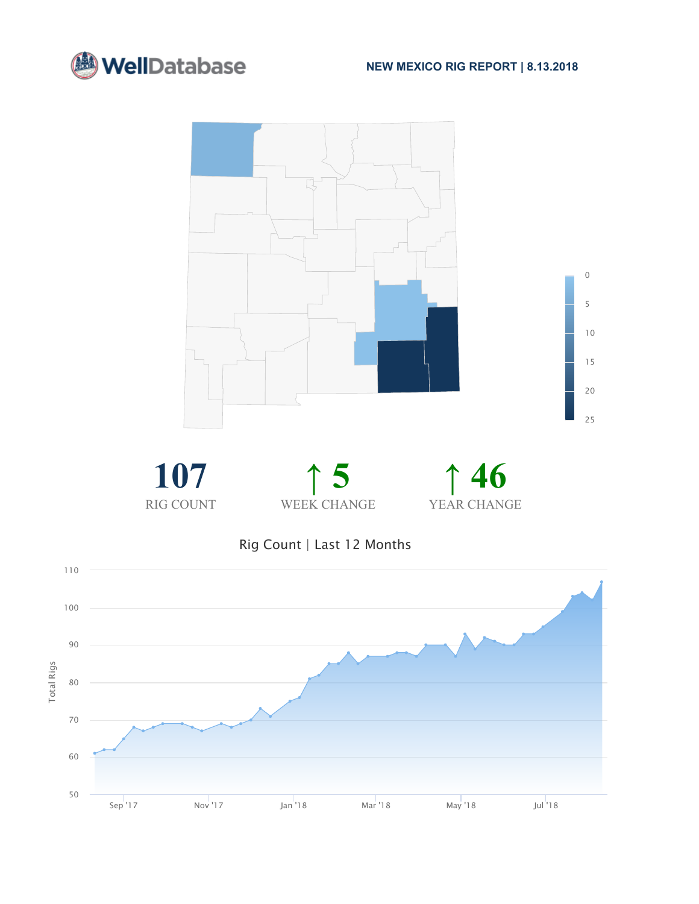WellDatabase

# NEW MEXICO RIG REPORT | 8.13.2018

**107**
RIG COUNT

**↑ 5**
WEEK CHANGE

**↑ 46**
YEAR CHANGE

## Rig Count | Last 12 Months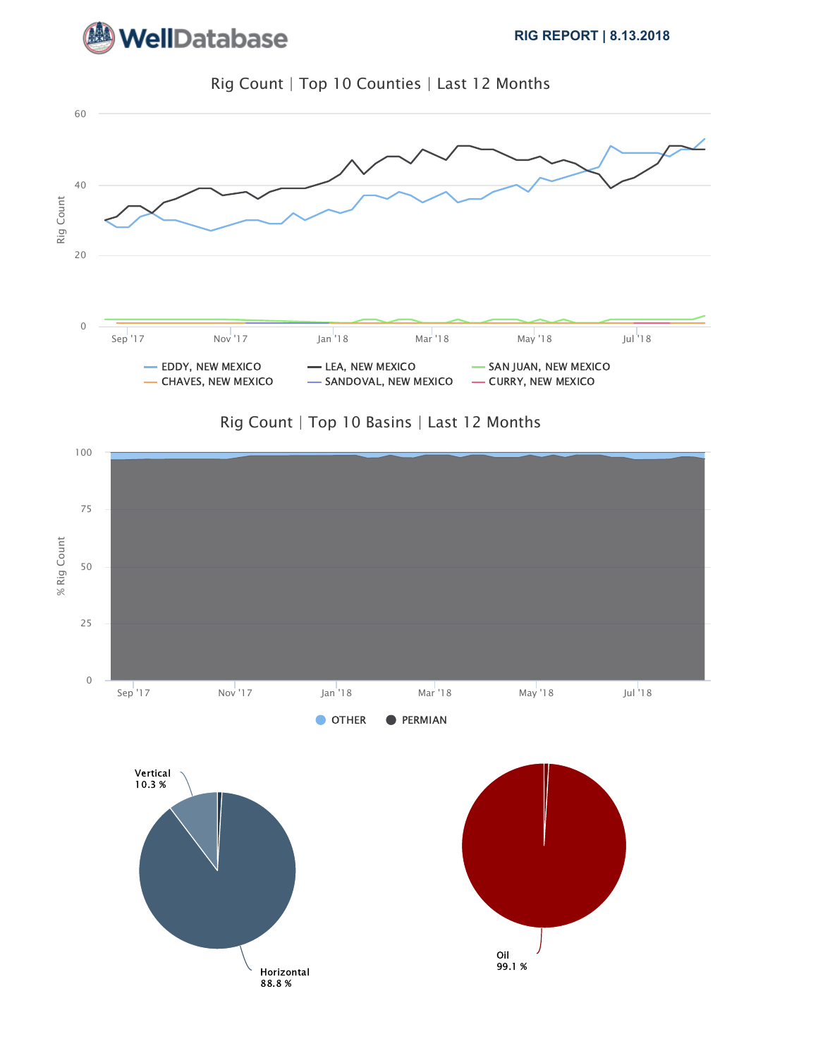**WellDatabase**

**RIG REPORT | 8.13.2018**

## Rig Count | Top 10 Counties | Last 12 Months

Rig Count

60
40
20
0

Sep '17 | Nov '17 | Jan '18 | Mar '18 | May '18 | Jul '18

EDDY, NEW MEXICO | LEA, NEW MEXICO | SAN JUAN, NEW MEXICO | CHAVES, NEW MEXICO | SANDOVAL, NEW MEXICO | CURRY, NEW MEXICO

## Rig Count | Top 10 Basins | Last 12 Months

% Rig Count

100
75
50
25
0

Sep '17 | Nov '17 | Jan '18 | Mar '18 | May '18 | Jul '18

OTHER | PERMIAN

Vertical
10.3 %

Horizontal
88.8 %

Oil
99.1 %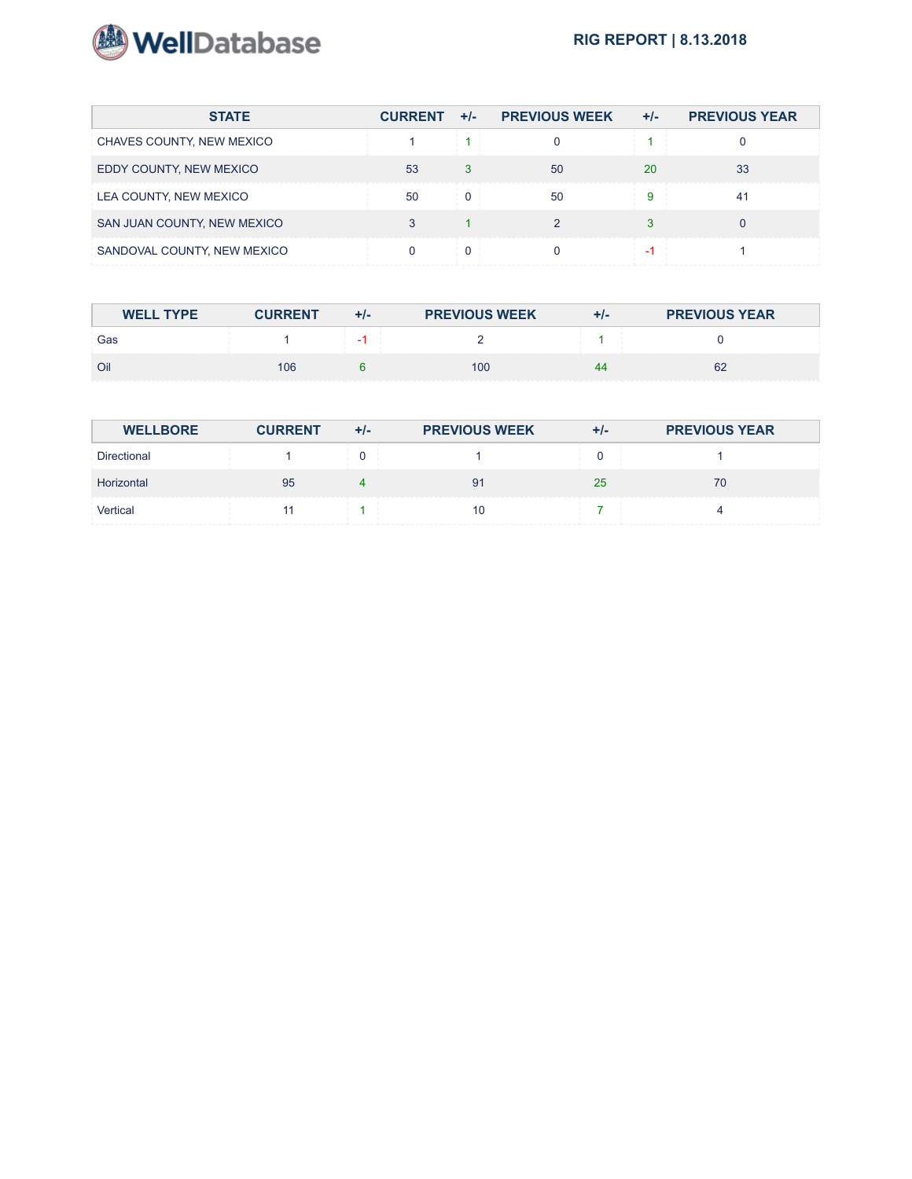| STATE | CURRENT | +/- | PREVIOUS WEEK | +/- | PREVIOUS YEAR |
|---|---|---|---|---|---|
| CHAVES COUNTY, NEW MEXICO | 1 | 1 | 0 | 1 | 0 |
| EDDY COUNTY, NEW MEXICO | 53 | 3 | 50 | 20 | 33 |
| LEA COUNTY, NEW MEXICO | 50 | 0 | 50 | 9 | 41 |
| SAN JUAN COUNTY, NEW MEXICO | 3 | 1 | 2 | 3 | 0 |
| SANDOVAL COUNTY, NEW MEXICO | 0 | 0 | 0 | -1 | 1 |

| WELL TYPE | CURRENT | +/- | PREVIOUS WEEK | +/- | PREVIOUS YEAR |
|---|---|---|---|---|---|
| Gas | 1 | -1 | 2 | 1 | 0 |
| Oil | 106 | 6 | 100 | 44 | 62 |

| WELLBORE | CURRENT | +/- | PREVIOUS WEEK | +/- | PREVIOUS YEAR |
|---|---|---|---|---|---|
| Directional | 1 | 0 | 1 | 0 | 1 |
| Horizontal | 95 | 4 | 91 | 25 | 70 |
| Vertical | 11 | 1 | 10 | 7 | 4 |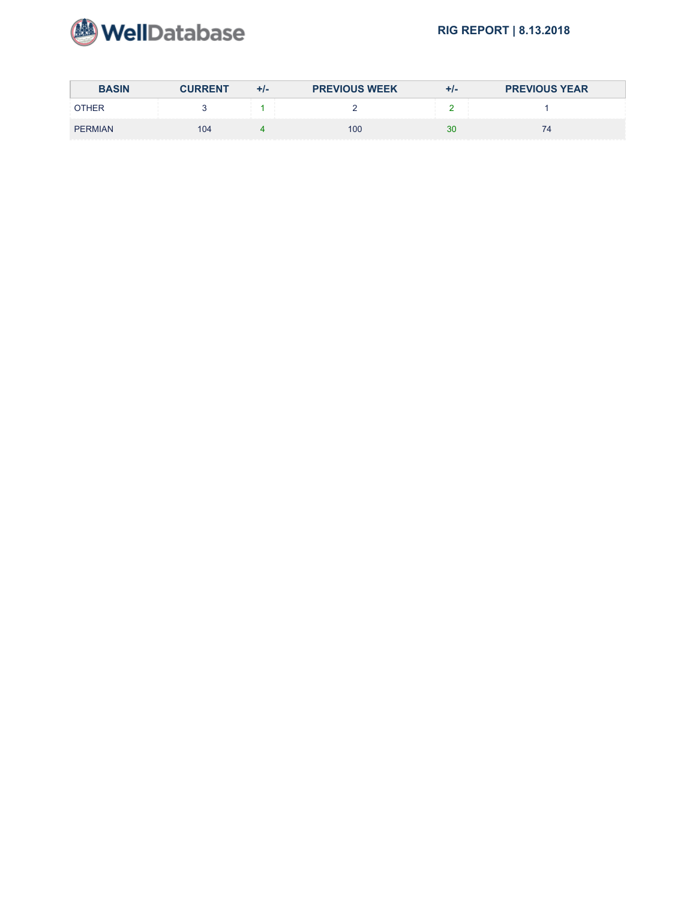| BASIN | CURRENT | +/- | PREVIOUS WEEK | +/- | PREVIOUS YEAR |
|---|---|---|---|---|---|
| OTHER | 3 | 1 | 2 | 2 | 1 |
| PERMIAN | 104 | 4 | 100 | 30 | 74 |